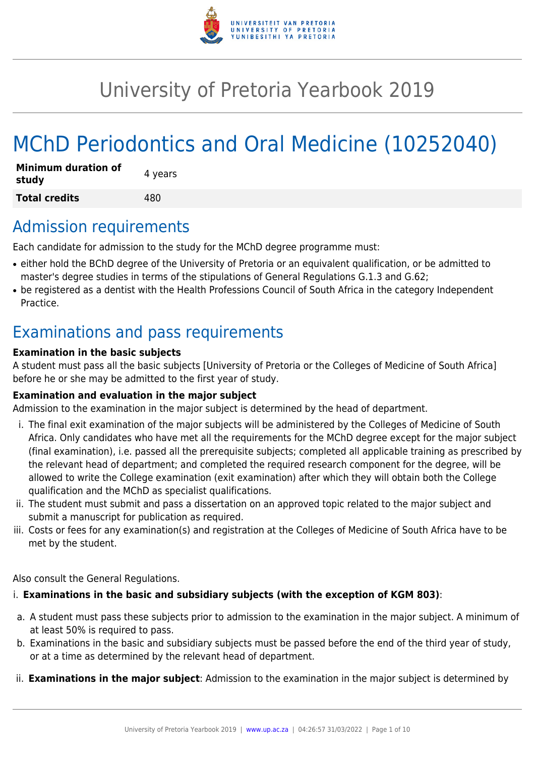# University of Pretoria Yearbook 2019

# MChD Periodontics and Oral Medicine (10252040)

| | |
|---|---|
| **Minimum duration of study** | 4 years |
| **Total credits** | 480 |

## Admission requirements

Each candidate for admission to the study for the MChD degree programme must:

- either hold the BChD degree of the University of Pretoria or an equivalent qualification, or be admitted to master's degree studies in terms of the stipulations of General Regulations G.1.3 and G.62;
- be registered as a dentist with the Health Professions Council of South Africa in the category Independent Practice.

## Examinations and pass requirements

**Examination in the basic subjects**

A student must pass all the basic subjects [University of Pretoria or the Colleges of Medicine of South Africa] before he or she may be admitted to the first year of study.

**Examination and evaluation in the major subject**

Admission to the examination in the major subject is determined by the head of department.

i. The final exit examination of the major subjects will be administered by the Colleges of Medicine of South Africa. Only candidates who have met all the requirements for the MChD degree except for the major subject (final examination), i.e. passed all the prerequisite subjects; completed all applicable training as prescribed by the relevant head of department; and completed the required research component for the degree, will be allowed to write the College examination (exit examination) after which they will obtain both the College qualification and the MChD as specialist qualifications.
ii. The student must submit and pass a dissertation on an approved topic related to the major subject and submit a manuscript for publication as required.
iii. Costs or fees for any examination(s) and registration at the Colleges of Medicine of South Africa have to be met by the student.

Also consult the General Regulations.

i. **Examinations in the basic and subsidiary subjects (with the exception of KGM 803)**:

a. A student must pass these subjects prior to admission to the examination in the major subject. A minimum of at least 50% is required to pass.
b. Examinations in the basic and subsidiary subjects must be passed before the end of the third year of study, or at a time as determined by the relevant head of department.

ii. **Examinations in the major subject**: Admission to the examination in the major subject is determined by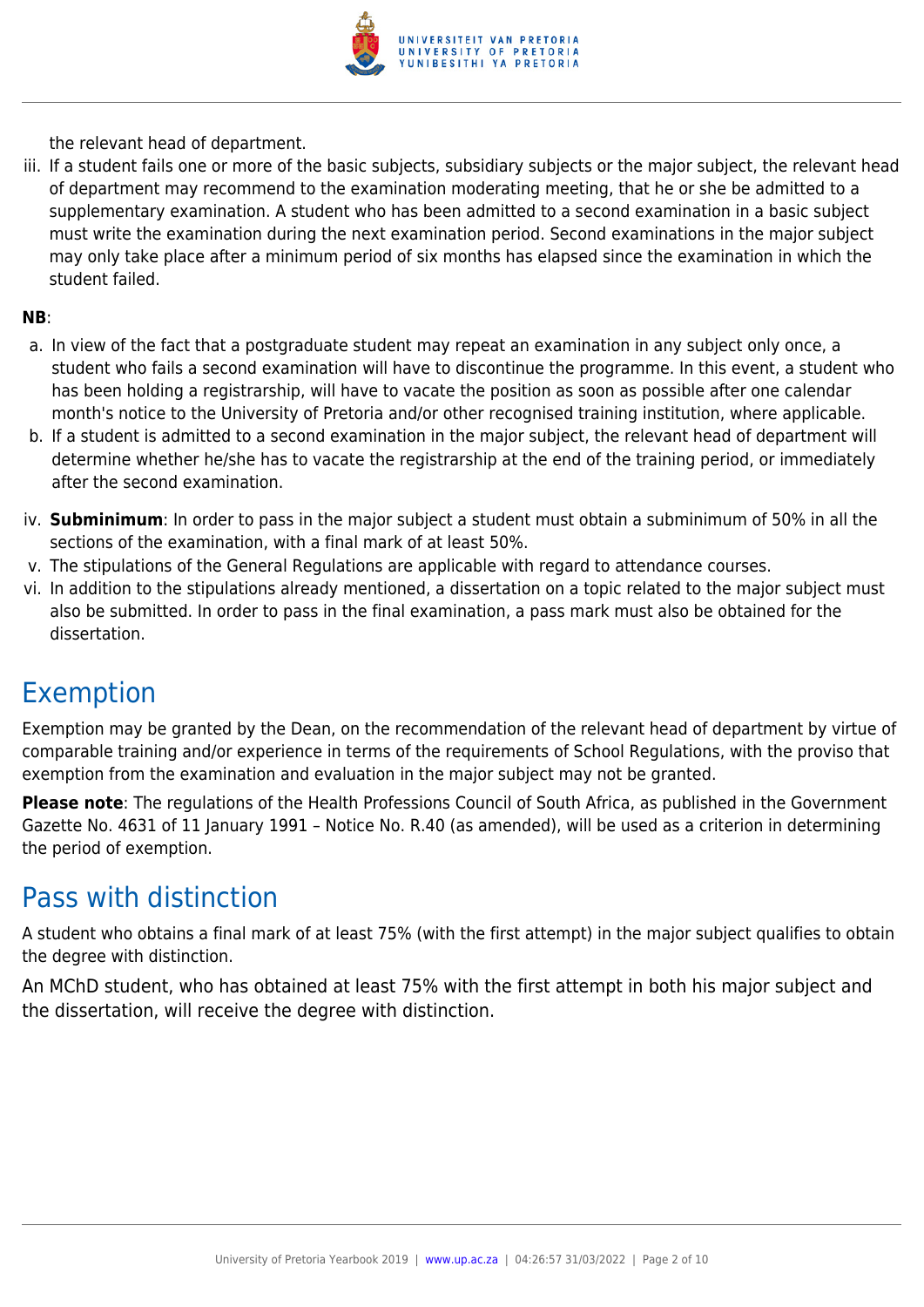the relevant head of department.

iii. If a student fails one or more of the basic subjects, subsidiary subjects or the major subject, the relevant head of department may recommend to the examination moderating meeting, that he or she be admitted to a supplementary examination. A student who has been admitted to a second examination in a basic subject must write the examination during the next examination period. Second examinations in the major subject may only take place after a minimum period of six months has elapsed since the examination in which the student failed.

**NB**:

a. In view of the fact that a postgraduate student may repeat an examination in any subject only once, a student who fails a second examination will have to discontinue the programme. In this event, a student who has been holding a registrarship, will have to vacate the position as soon as possible after one calendar month's notice to the University of Pretoria and/or other recognised training institution, where applicable.
b. If a student is admitted to a second examination in the major subject, the relevant head of department will determine whether he/she has to vacate the registrarship at the end of the training period, or immediately after the second examination.

iv. **Subminimum**: In order to pass in the major subject a student must obtain a subminimum of 50% in all the sections of the examination, with a final mark of at least 50%.
v. The stipulations of the General Regulations are applicable with regard to attendance courses.
vi. In addition to the stipulations already mentioned, a dissertation on a topic related to the major subject must also be submitted. In order to pass in the final examination, a pass mark must also be obtained for the dissertation.

## Exemption

Exemption may be granted by the Dean, on the recommendation of the relevant head of department by virtue of comparable training and/or experience in terms of the requirements of School Regulations, with the proviso that exemption from the examination and evaluation in the major subject may not be granted.

**Please note**: The regulations of the Health Professions Council of South Africa, as published in the Government Gazette No. 4631 of 11 January 1991 – Notice No. R.40 (as amended), will be used as a criterion in determining the period of exemption.

## Pass with distinction

A student who obtains a final mark of at least 75% (with the first attempt) in the major subject qualifies to obtain the degree with distinction.

An MChD student, who has obtained at least 75% with the first attempt in both his major subject and the dissertation, will receive the degree with distinction.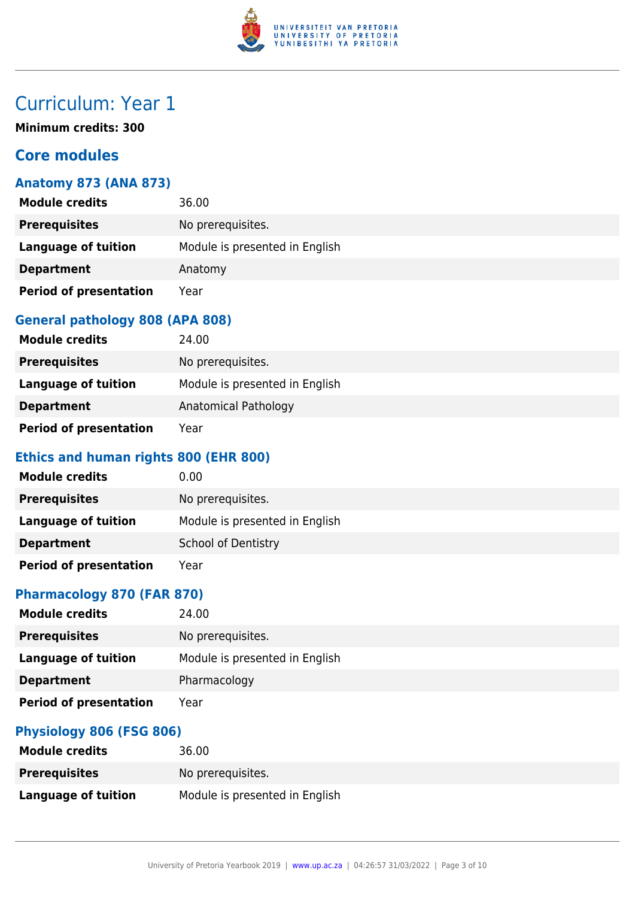# Curriculum: Year 1

**Minimum credits: 300**

## Core modules

### Anatomy 873 (ANA 873)

| | |
|---|---|
| **Module credits** | 36.00 |
| **Prerequisites** | No prerequisites. |
| **Language of tuition** | Module is presented in English |
| **Department** | Anatomy |
| **Period of presentation** | Year |

### General pathology 808 (APA 808)

| | |
|---|---|
| **Module credits** | 24.00 |
| **Prerequisites** | No prerequisites. |
| **Language of tuition** | Module is presented in English |
| **Department** | Anatomical Pathology |
| **Period of presentation** | Year |

### Ethics and human rights 800 (EHR 800)

| | |
|---|---|
| **Module credits** | 0.00 |
| **Prerequisites** | No prerequisites. |
| **Language of tuition** | Module is presented in English |
| **Department** | School of Dentistry |
| **Period of presentation** | Year |

### Pharmacology 870 (FAR 870)

| | |
|---|---|
| **Module credits** | 24.00 |
| **Prerequisites** | No prerequisites. |
| **Language of tuition** | Module is presented in English |
| **Department** | Pharmacology |
| **Period of presentation** | Year |

### Physiology 806 (FSG 806)

| | |
|---|---|
| **Module credits** | 36.00 |
| **Prerequisites** | No prerequisites. |
| **Language of tuition** | Module is presented in English |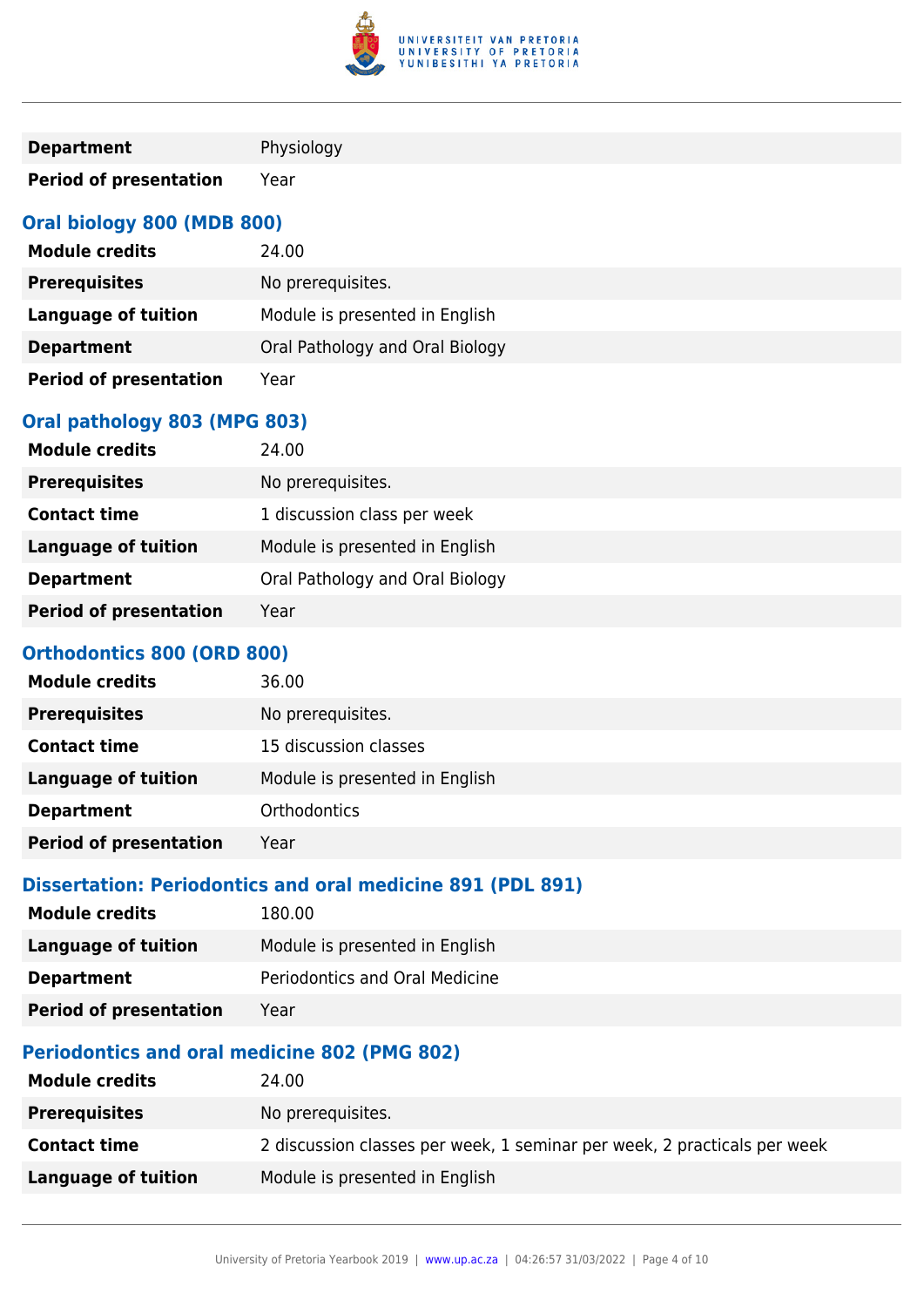| | |
|---|---|
| **Department** | Physiology |
| **Period of presentation** | Year |

### Oral biology 800 (MDB 800)

| | |
|---|---|
| **Module credits** | 24.00 |
| **Prerequisites** | No prerequisites. |
| **Language of tuition** | Module is presented in English |
| **Department** | Oral Pathology and Oral Biology |
| **Period of presentation** | Year |

### Oral pathology 803 (MPG 803)

| | |
|---|---|
| **Module credits** | 24.00 |
| **Prerequisites** | No prerequisites. |
| **Contact time** | 1 discussion class per week |
| **Language of tuition** | Module is presented in English |
| **Department** | Oral Pathology and Oral Biology |
| **Period of presentation** | Year |

### Orthodontics 800 (ORD 800)

| | |
|---|---|
| **Module credits** | 36.00 |
| **Prerequisites** | No prerequisites. |
| **Contact time** | 15 discussion classes |
| **Language of tuition** | Module is presented in English |
| **Department** | Orthodontics |
| **Period of presentation** | Year |

### Dissertation: Periodontics and oral medicine 891 (PDL 891)

| | |
|---|---|
| **Module credits** | 180.00 |
| **Language of tuition** | Module is presented in English |
| **Department** | Periodontics and Oral Medicine |
| **Period of presentation** | Year |

### Periodontics and oral medicine 802 (PMG 802)

| | |
|---|---|
| **Module credits** | 24.00 |
| **Prerequisites** | No prerequisites. |
| **Contact time** | 2 discussion classes per week, 1 seminar per week, 2 practicals per week |
| **Language of tuition** | Module is presented in English |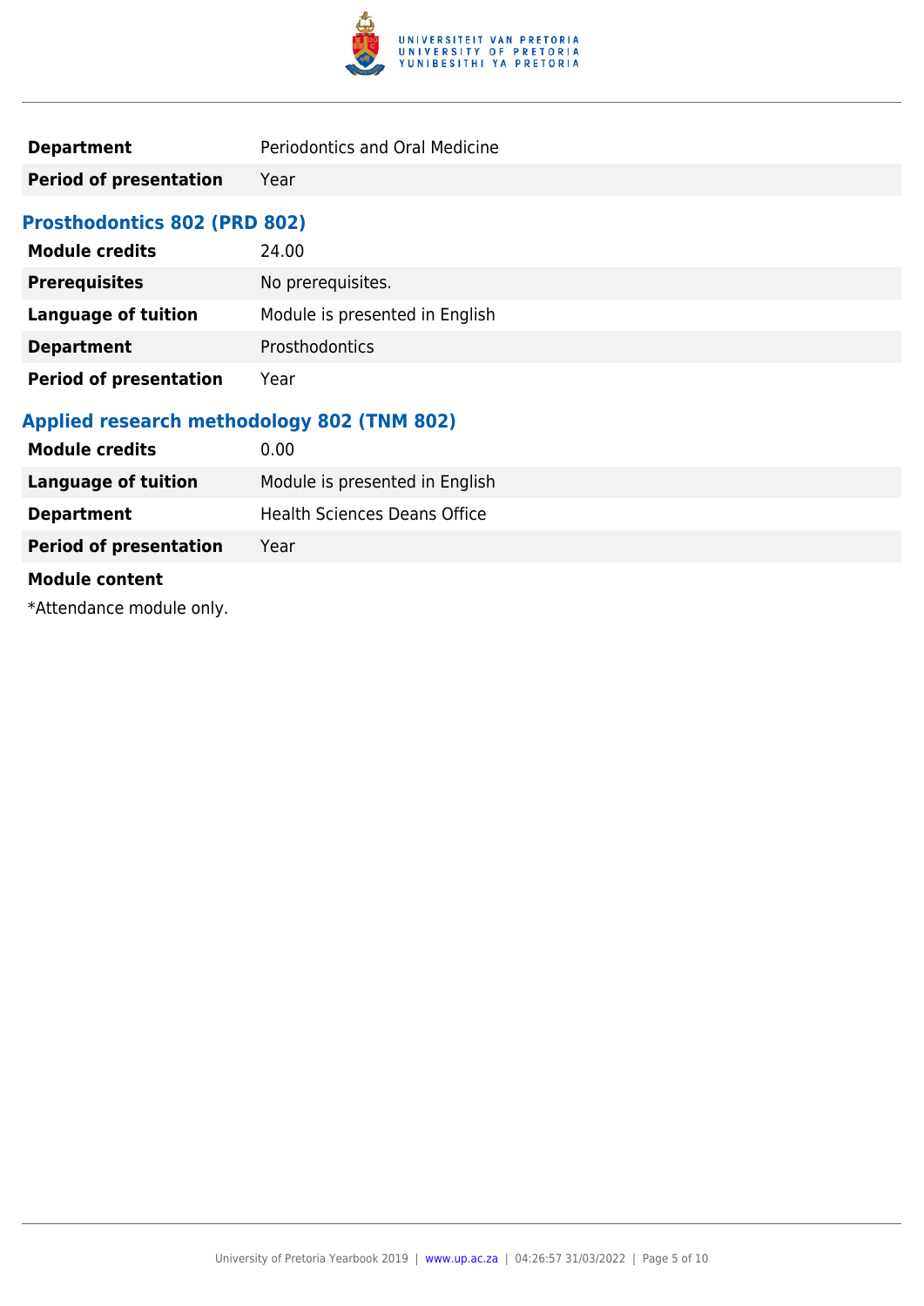| | |
|---|---|
| **Department** | Periodontics and Oral Medicine |
| **Period of presentation** | Year |

### Prosthodontics 802 (PRD 802)

| | |
|---|---|
| **Module credits** | 24.00 |
| **Prerequisites** | No prerequisites. |
| **Language of tuition** | Module is presented in English |
| **Department** | Prosthodontics |
| **Period of presentation** | Year |

### Applied research methodology 802 (TNM 802)

| | |
|---|---|
| **Module credits** | 0.00 |
| **Language of tuition** | Module is presented in English |
| **Department** | Health Sciences Deans Office |
| **Period of presentation** | Year |

**Module content**

*Attendance module only.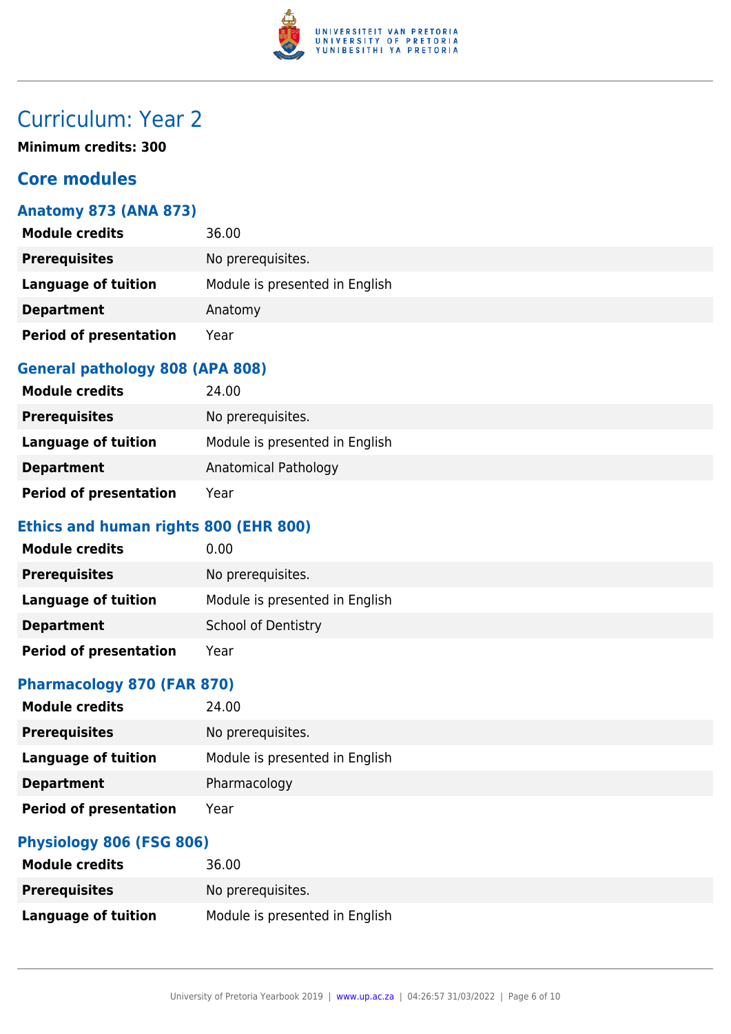# Curriculum: Year 2

**Minimum credits: 300**

## Core modules

### Anatomy 873 (ANA 873)

| | |
|---|---|
| **Module credits** | 36.00 |
| **Prerequisites** | No prerequisites. |
| **Language of tuition** | Module is presented in English |
| **Department** | Anatomy |
| **Period of presentation** | Year |

### General pathology 808 (APA 808)

| | |
|---|---|
| **Module credits** | 24.00 |
| **Prerequisites** | No prerequisites. |
| **Language of tuition** | Module is presented in English |
| **Department** | Anatomical Pathology |
| **Period of presentation** | Year |

### Ethics and human rights 800 (EHR 800)

| | |
|---|---|
| **Module credits** | 0.00 |
| **Prerequisites** | No prerequisites. |
| **Language of tuition** | Module is presented in English |
| **Department** | School of Dentistry |
| **Period of presentation** | Year |

### Pharmacology 870 (FAR 870)

| | |
|---|---|
| **Module credits** | 24.00 |
| **Prerequisites** | No prerequisites. |
| **Language of tuition** | Module is presented in English |
| **Department** | Pharmacology |
| **Period of presentation** | Year |

### Physiology 806 (FSG 806)

| | |
|---|---|
| **Module credits** | 36.00 |
| **Prerequisites** | No prerequisites. |
| **Language of tuition** | Module is presented in English |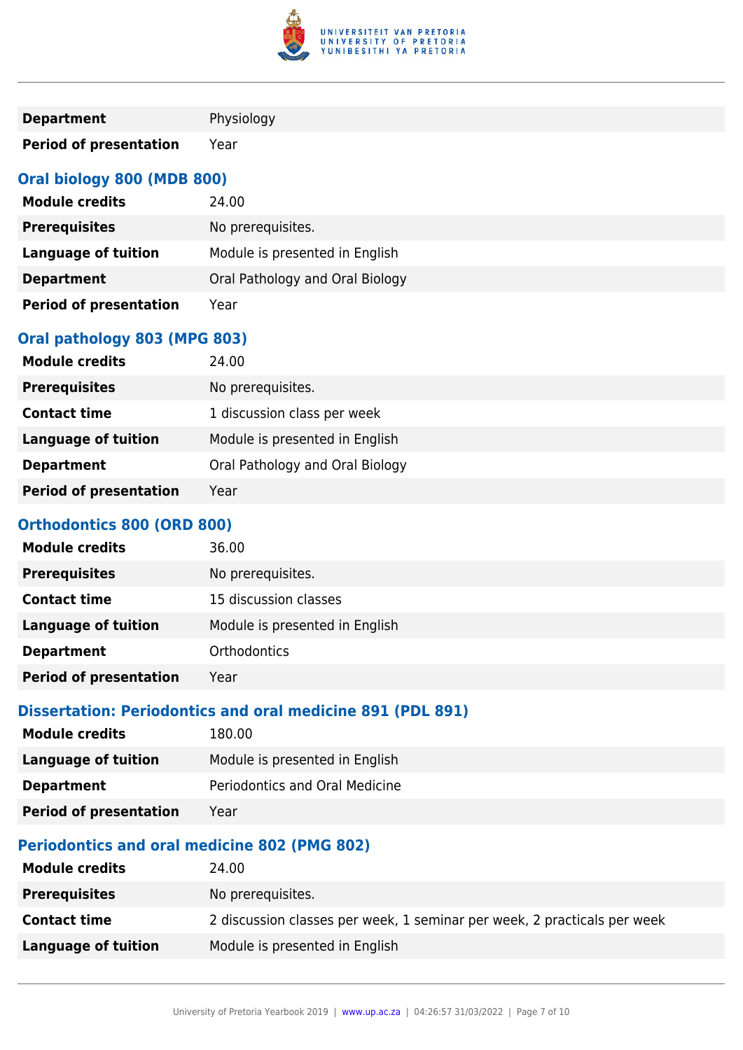| | |
|---|---|
| **Department** | Physiology |
| **Period of presentation** | Year |

### Oral biology 800 (MDB 800)

| | |
|---|---|
| **Module credits** | 24.00 |
| **Prerequisites** | No prerequisites. |
| **Language of tuition** | Module is presented in English |
| **Department** | Oral Pathology and Oral Biology |
| **Period of presentation** | Year |

### Oral pathology 803 (MPG 803)

| | |
|---|---|
| **Module credits** | 24.00 |
| **Prerequisites** | No prerequisites. |
| **Contact time** | 1 discussion class per week |
| **Language of tuition** | Module is presented in English |
| **Department** | Oral Pathology and Oral Biology |
| **Period of presentation** | Year |

### Orthodontics 800 (ORD 800)

| | |
|---|---|
| **Module credits** | 36.00 |
| **Prerequisites** | No prerequisites. |
| **Contact time** | 15 discussion classes |
| **Language of tuition** | Module is presented in English |
| **Department** | Orthodontics |
| **Period of presentation** | Year |

### Dissertation: Periodontics and oral medicine 891 (PDL 891)

| | |
|---|---|
| **Module credits** | 180.00 |
| **Language of tuition** | Module is presented in English |
| **Department** | Periodontics and Oral Medicine |
| **Period of presentation** | Year |

### Periodontics and oral medicine 802 (PMG 802)

| | |
|---|---|
| **Module credits** | 24.00 |
| **Prerequisites** | No prerequisites. |
| **Contact time** | 2 discussion classes per week, 1 seminar per week, 2 practicals per week |
| **Language of tuition** | Module is presented in English |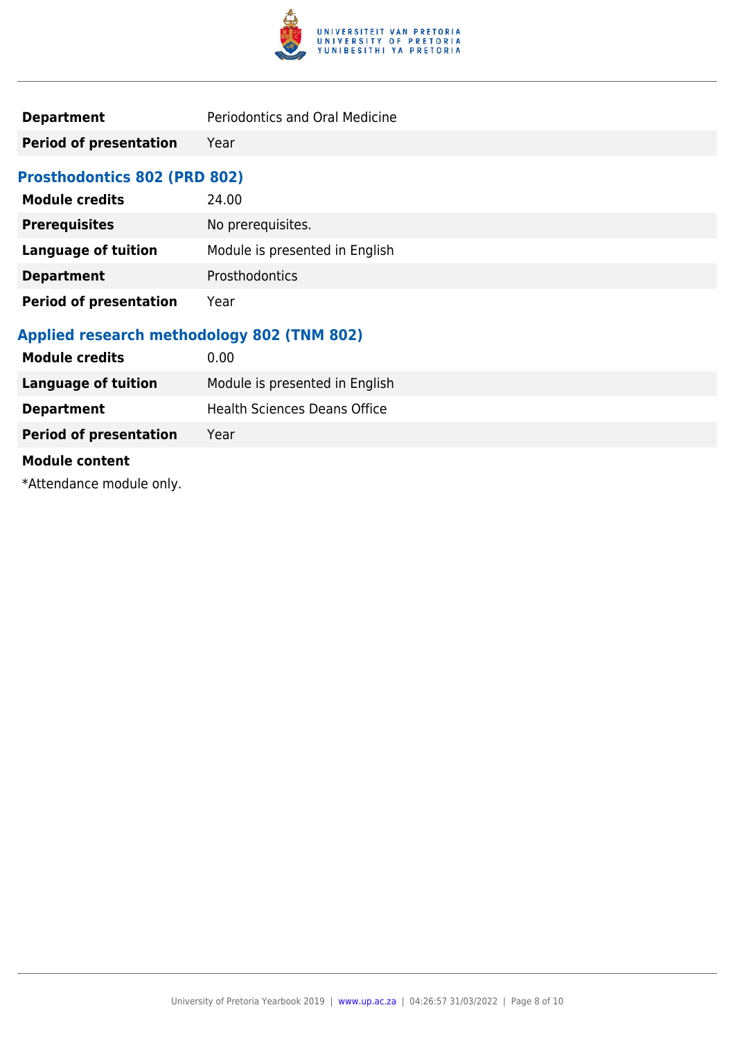| | |
|---|---|
| **Department** | Periodontics and Oral Medicine |
| **Period of presentation** | Year |

### Prosthodontics 802 (PRD 802)

| | |
|---|---|
| **Module credits** | 24.00 |
| **Prerequisites** | No prerequisites. |
| **Language of tuition** | Module is presented in English |
| **Department** | Prosthodontics |
| **Period of presentation** | Year |

### Applied research methodology 802 (TNM 802)

| | |
|---|---|
| **Module credits** | 0.00 |
| **Language of tuition** | Module is presented in English |
| **Department** | Health Sciences Deans Office |
| **Period of presentation** | Year |

**Module content**

*Attendance module only.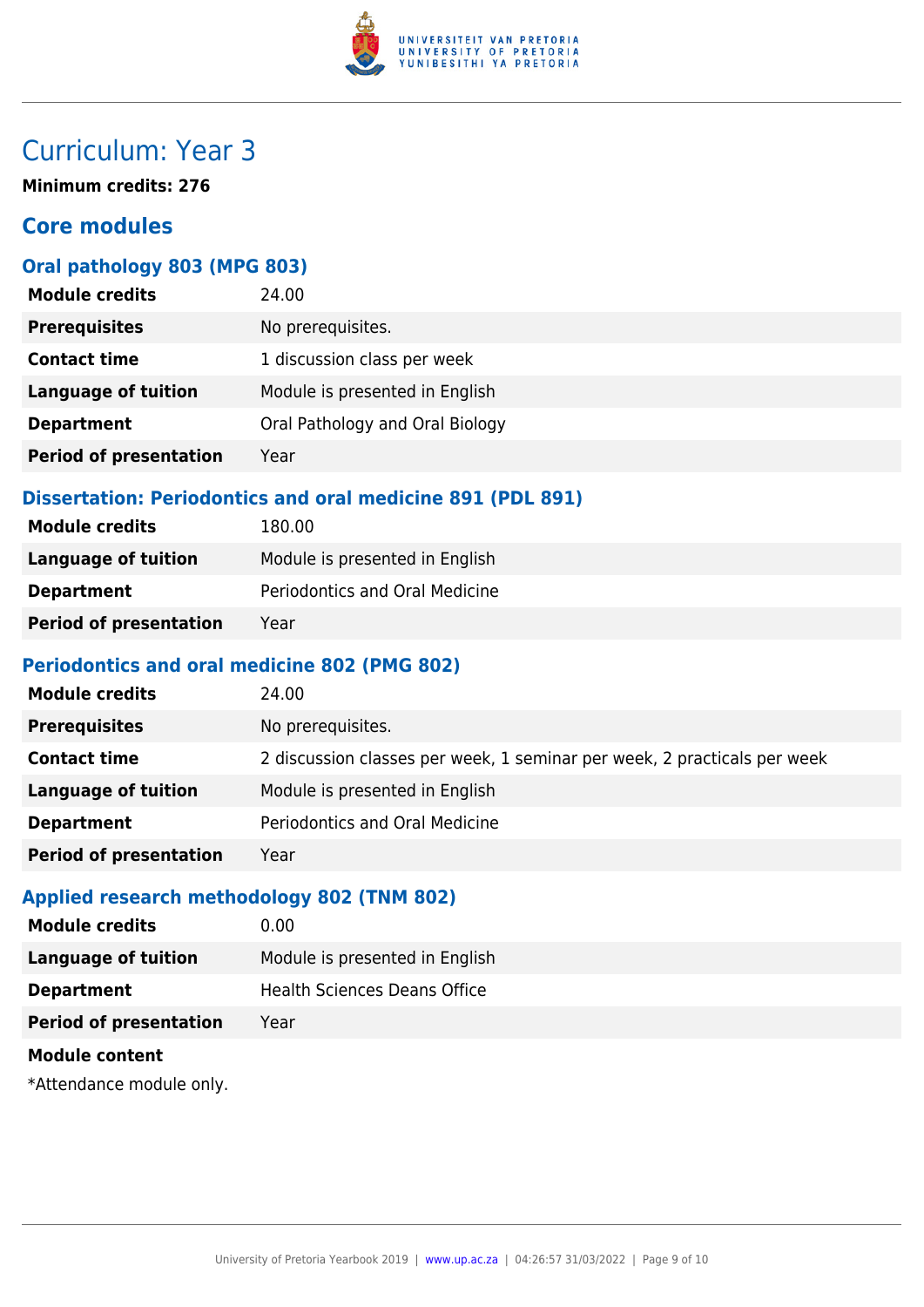# Curriculum: Year 3

**Minimum credits: 276**

## Core modules

### Oral pathology 803 (MPG 803)

| | |
|---|---|
| **Module credits** | 24.00 |
| **Prerequisites** | No prerequisites. |
| **Contact time** | 1 discussion class per week |
| **Language of tuition** | Module is presented in English |
| **Department** | Oral Pathology and Oral Biology |
| **Period of presentation** | Year |

### Dissertation: Periodontics and oral medicine 891 (PDL 891)

| | |
|---|---|
| **Module credits** | 180.00 |
| **Language of tuition** | Module is presented in English |
| **Department** | Periodontics and Oral Medicine |
| **Period of presentation** | Year |

### Periodontics and oral medicine 802 (PMG 802)

| | |
|---|---|
| **Module credits** | 24.00 |
| **Prerequisites** | No prerequisites. |
| **Contact time** | 2 discussion classes per week, 1 seminar per week, 2 practicals per week |
| **Language of tuition** | Module is presented in English |
| **Department** | Periodontics and Oral Medicine |
| **Period of presentation** | Year |

### Applied research methodology 802 (TNM 802)

| | |
|---|---|
| **Module credits** | 0.00 |
| **Language of tuition** | Module is presented in English |
| **Department** | Health Sciences Deans Office |
| **Period of presentation** | Year |

**Module content**

*Attendance module only.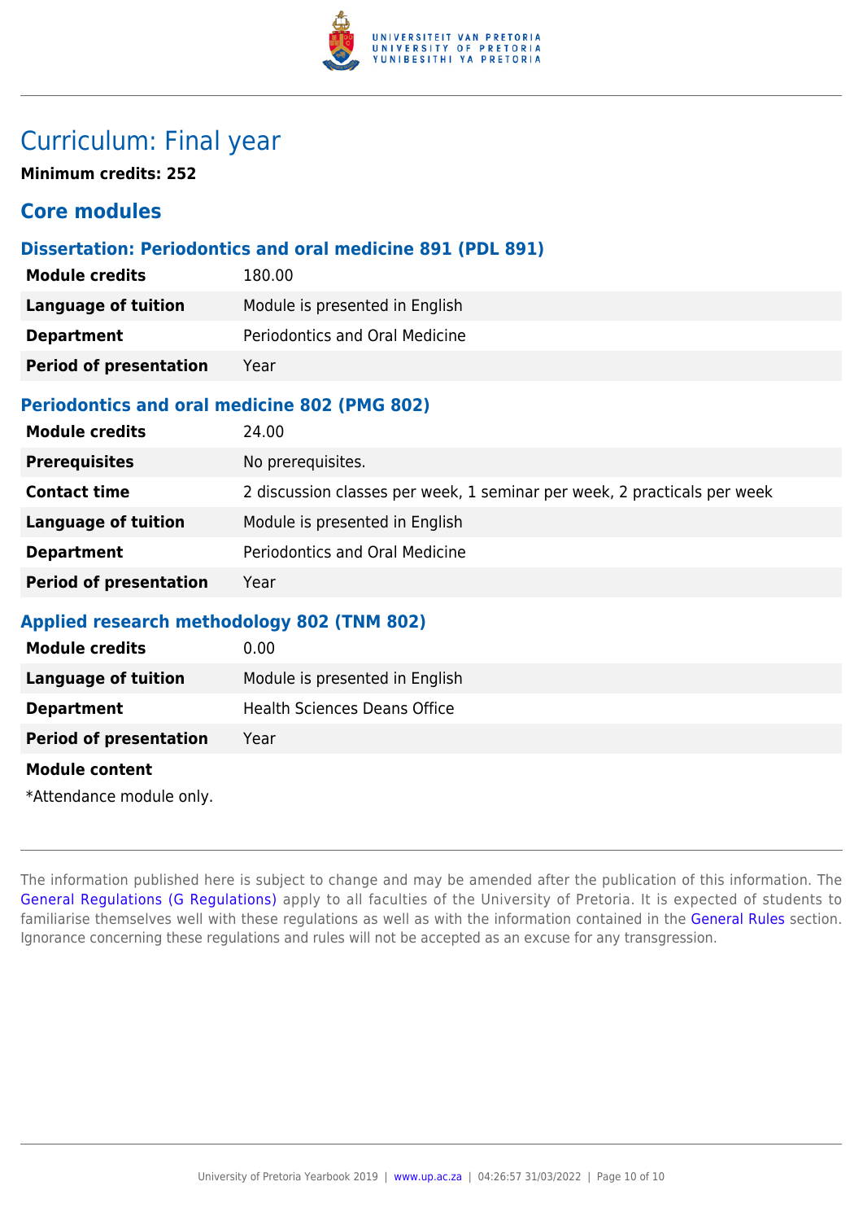# Curriculum: Final year

**Minimum credits: 252**

## Core modules

### Dissertation: Periodontics and oral medicine 891 (PDL 891)

| | |
|---|---|
| **Module credits** | 180.00 |
| **Language of tuition** | Module is presented in English |
| **Department** | Periodontics and Oral Medicine |
| **Period of presentation** | Year |

### Periodontics and oral medicine 802 (PMG 802)

| | |
|---|---|
| **Module credits** | 24.00 |
| **Prerequisites** | No prerequisites. |
| **Contact time** | 2 discussion classes per week, 1 seminar per week, 2 practicals per week |
| **Language of tuition** | Module is presented in English |
| **Department** | Periodontics and Oral Medicine |
| **Period of presentation** | Year |

### Applied research methodology 802 (TNM 802)

| | |
|---|---|
| **Module credits** | 0.00 |
| **Language of tuition** | Module is presented in English |
| **Department** | Health Sciences Deans Office |
| **Period of presentation** | Year |

**Module content**

*Attendance module only.

The information published here is subject to change and may be amended after the publication of this information. The General Regulations (G Regulations) apply to all faculties of the University of Pretoria. It is expected of students to familiarise themselves well with these regulations as well as with the information contained in the General Rules section. Ignorance concerning these regulations and rules will not be accepted as an excuse for any transgression.